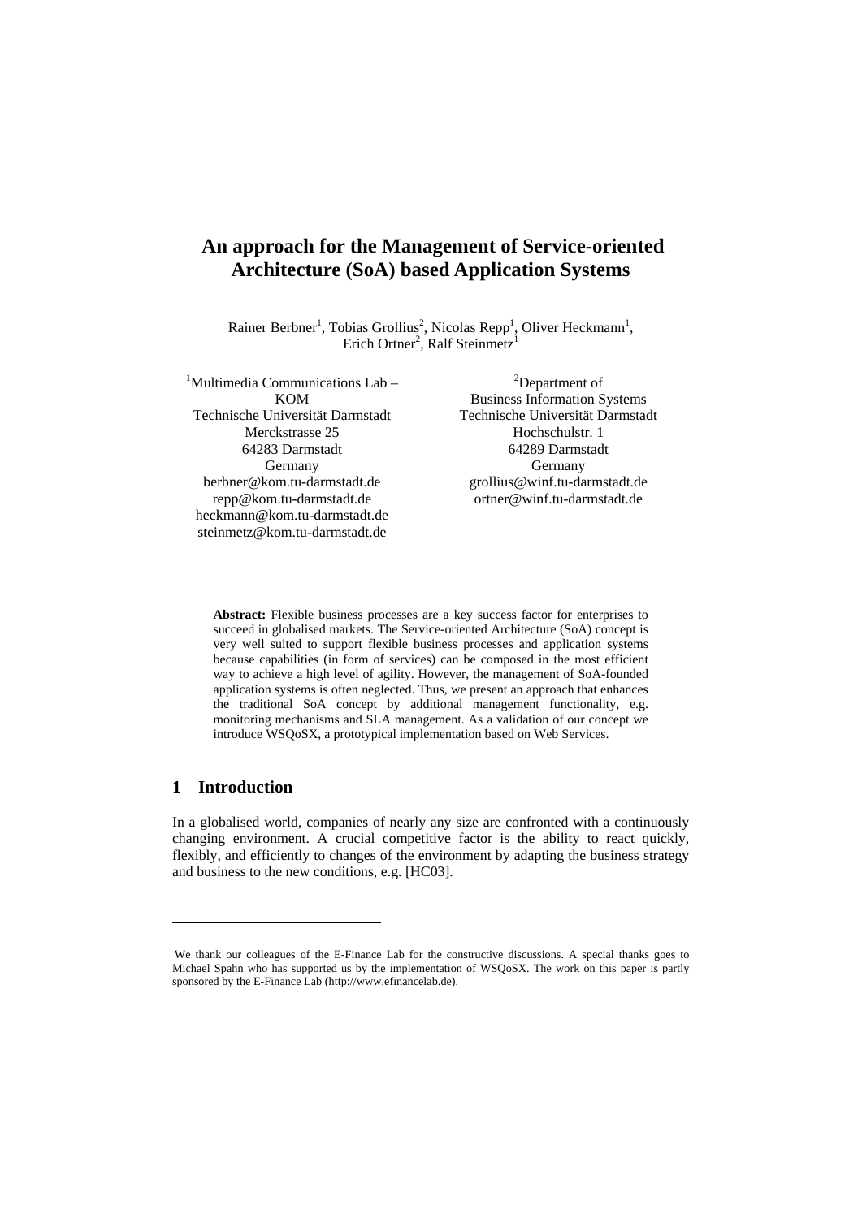# An approach for the Management of Service-oriented Architecture (SoA) based Application Systems

Rainer Berbner[1], Tobias Grollius[2], Nicolas Repp[1], Oliver Heckmann[1], Erich Ortner[2], Ralf Steinmetz[1]

[1]Multimedia Communications Lab – KOM
Technische Universität Darmstadt
Merckstrasse 25
64283 Darmstadt
Germany
berbner@kom.tu-darmstadt.de
repp@kom.tu-darmstadt.de
heckmann@kom.tu-darmstadt.de
steinmetz@kom.tu-darmstadt.de

[2]Department of
Business Information Systems
Technische Universität Darmstadt
Hochschulstr. 1
64289 Darmstadt
Germany
grollius@winf.tu-darmstadt.de
ortner@winf.tu-darmstadt.de

**Abstract:** Flexible business processes are a key success factor for enterprises to succeed in globalised markets. The Service-oriented Architecture (SoA) concept is very well suited to support flexible business processes and application systems because capabilities (in form of services) can be composed in the most efficient way to achieve a high level of agility. However, the management of SoA-founded application systems is often neglected. Thus, we present an approach that enhances the traditional SoA concept by additional management functionality, e.g. monitoring mechanisms and SLA management. As a validation of our concept we introduce WSQoSX, a prototypical implementation based on Web Services.

## 1 Introduction

In a globalised world, companies of nearly any size are confronted with a continuously changing environment. A crucial competitive factor is the ability to react quickly, flexibly, and efficiently to changes of the environment by adapting the business strategy and business to the new conditions, e.g. [HC03].

---

We thank our colleagues of the E-Finance Lab for the constructive discussions. A special thanks goes to Michael Spahn who has supported us by the implementation of WSQoSX. The work on this paper is partly sponsored by the E-Finance Lab (http://www.efinancelab.de).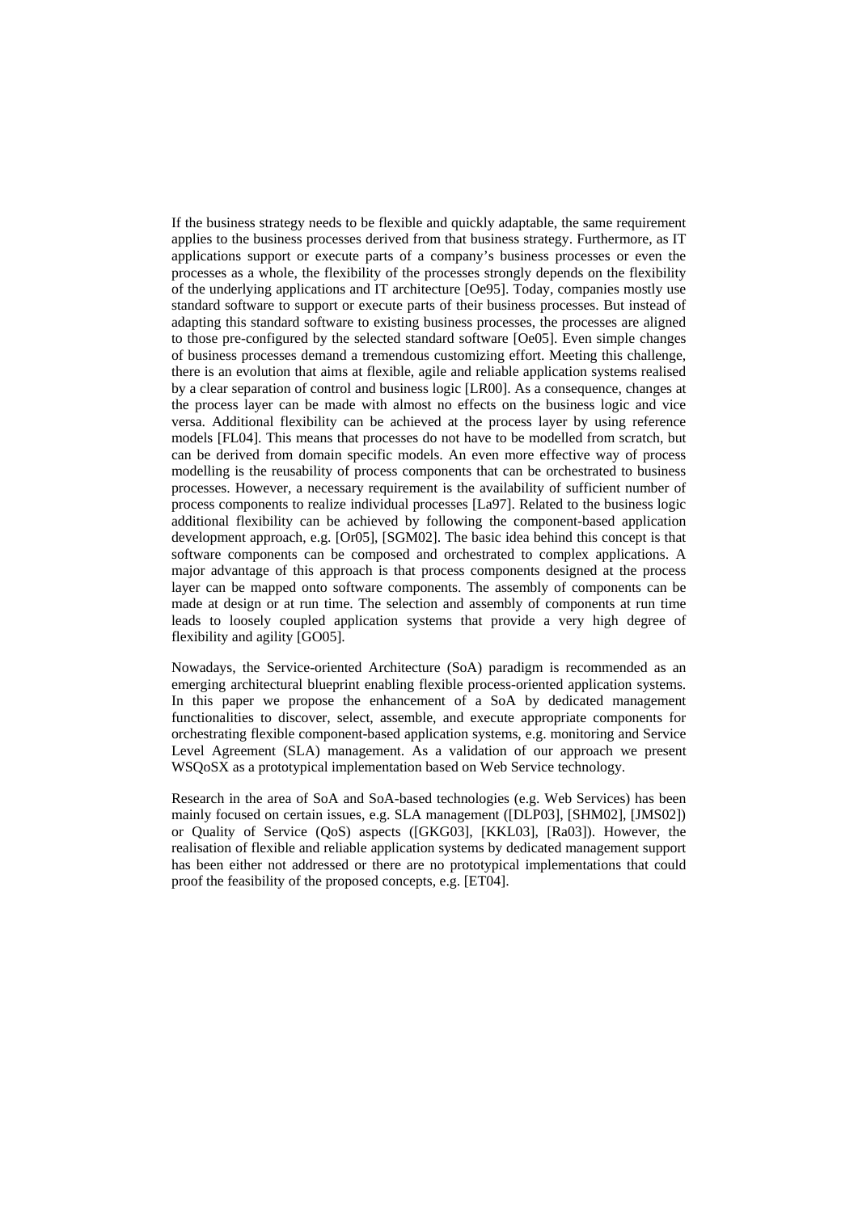If the business strategy needs to be flexible and quickly adaptable, the same requirement applies to the business processes derived from that business strategy. Furthermore, as IT applications support or execute parts of a company's business processes or even the processes as a whole, the flexibility of the processes strongly depends on the flexibility of the underlying applications and IT architecture [Oe95]. Today, companies mostly use standard software to support or execute parts of their business processes. But instead of adapting this standard software to existing business processes, the processes are aligned to those pre-configured by the selected standard software [Oe05]. Even simple changes of business processes demand a tremendous customizing effort. Meeting this challenge, there is an evolution that aims at flexible, agile and reliable application systems realised by a clear separation of control and business logic [LR00]. As a consequence, changes at the process layer can be made with almost no effects on the business logic and vice versa. Additional flexibility can be achieved at the process layer by using reference models [FL04]. This means that processes do not have to be modelled from scratch, but can be derived from domain specific models. An even more effective way of process modelling is the reusability of process components that can be orchestrated to business processes. However, a necessary requirement is the availability of sufficient number of process components to realize individual processes [La97]. Related to the business logic additional flexibility can be achieved by following the component-based application development approach, e.g. [Or05], [SGM02]. The basic idea behind this concept is that software components can be composed and orchestrated to complex applications. A major advantage of this approach is that process components designed at the process layer can be mapped onto software components. The assembly of components can be made at design or at run time. The selection and assembly of components at run time leads to loosely coupled application systems that provide a very high degree of flexibility and agility [GO05].

Nowadays, the Service-oriented Architecture (SoA) paradigm is recommended as an emerging architectural blueprint enabling flexible process-oriented application systems. In this paper we propose the enhancement of a SoA by dedicated management functionalities to discover, select, assemble, and execute appropriate components for orchestrating flexible component-based application systems, e.g. monitoring and Service Level Agreement (SLA) management. As a validation of our approach we present WSQoSX as a prototypical implementation based on Web Service technology.

Research in the area of SoA and SoA-based technologies (e.g. Web Services) has been mainly focused on certain issues, e.g. SLA management ([DLP03], [SHM02], [JMS02]) or Quality of Service (QoS) aspects ([GKG03], [KKL03], [Ra03]). However, the realisation of flexible and reliable application systems by dedicated management support has been either not addressed or there are no prototypical implementations that could proof the feasibility of the proposed concepts, e.g. [ET04].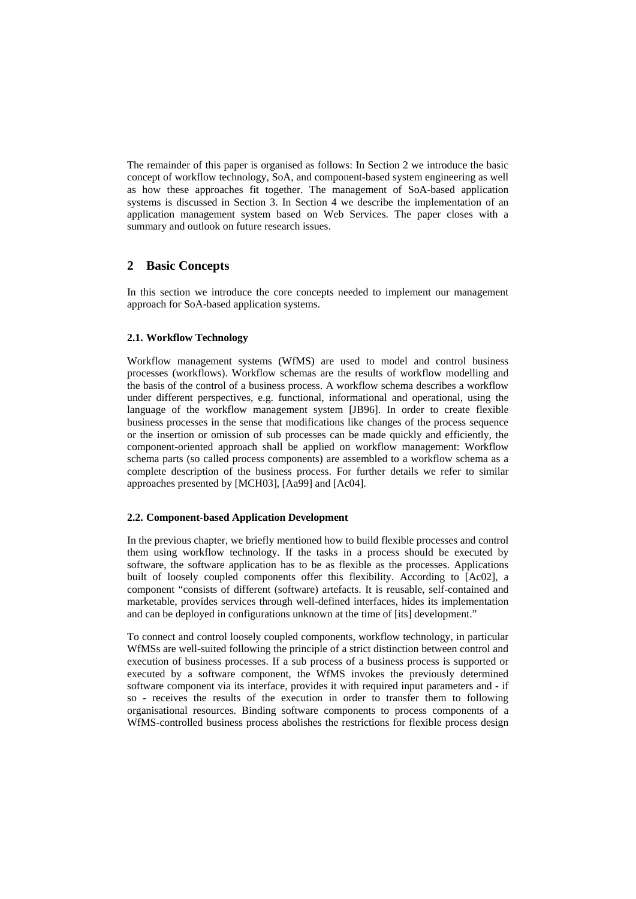The remainder of this paper is organised as follows: In Section 2 we introduce the basic concept of workflow technology, SoA, and component-based system engineering as well as how these approaches fit together. The management of SoA-based application systems is discussed in Section 3. In Section 4 we describe the implementation of an application management system based on Web Services. The paper closes with a summary and outlook on future research issues.

## 2 Basic Concepts

In this section we introduce the core concepts needed to implement our management approach for SoA-based application systems.

### 2.1. Workflow Technology

Workflow management systems (WfMS) are used to model and control business processes (workflows). Workflow schemas are the results of workflow modelling and the basis of the control of a business process. A workflow schema describes a workflow under different perspectives, e.g. functional, informational and operational, using the language of the workflow management system [JB96]. In order to create flexible business processes in the sense that modifications like changes of the process sequence or the insertion or omission of sub processes can be made quickly and efficiently, the component-oriented approach shall be applied on workflow management: Workflow schema parts (so called process components) are assembled to a workflow schema as a complete description of the business process. For further details we refer to similar approaches presented by [MCH03], [Aa99] and [Ac04].

### 2.2. Component-based Application Development

In the previous chapter, we briefly mentioned how to build flexible processes and control them using workflow technology. If the tasks in a process should be executed by software, the software application has to be as flexible as the processes. Applications built of loosely coupled components offer this flexibility. According to [Ac02], a component "consists of different (software) artefacts. It is reusable, self-contained and marketable, provides services through well-defined interfaces, hides its implementation and can be deployed in configurations unknown at the time of [its] development."

To connect and control loosely coupled components, workflow technology, in particular WfMSs are well-suited following the principle of a strict distinction between control and execution of business processes. If a sub process of a business process is supported or executed by a software component, the WfMS invokes the previously determined software component via its interface, provides it with required input parameters and - if so - receives the results of the execution in order to transfer them to following organisational resources. Binding software components to process components of a WfMS-controlled business process abolishes the restrictions for flexible process design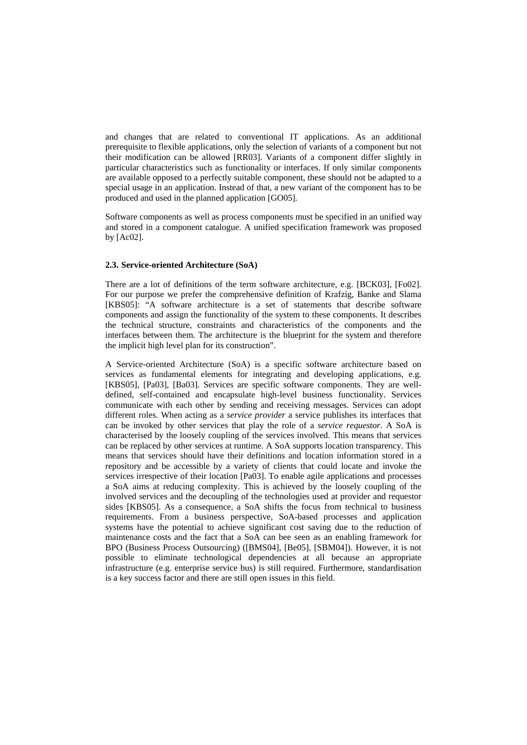and changes that are related to conventional IT applications. As an additional prerequisite to flexible applications, only the selection of variants of a component but not their modification can be allowed [RR03]. Variants of a component differ slightly in particular characteristics such as functionality or interfaces. If only similar components are available opposed to a perfectly suitable component, these should not be adapted to a special usage in an application. Instead of that, a new variant of the component has to be produced and used in the planned application [GO05].

Software components as well as process components must be specified in an unified way and stored in a component catalogue. A unified specification framework was proposed by [Ac02].

### 2.3. Service-oriented Architecture (SoA)

There are a lot of definitions of the term software architecture, e.g. [BCK03], [Fo02]. For our purpose we prefer the comprehensive definition of Krafzig, Banke and Slama [KBS05]: "A software architecture is a set of statements that describe software components and assign the functionality of the system to these components. It describes the technical structure, constraints and characteristics of the components and the interfaces between them. The architecture is the blueprint for the system and therefore the implicit high level plan for its construction".

A Service-oriented Architecture (SoA) is a specific software architecture based on services as fundamental elements for integrating and developing applications, e.g. [KBS05], [Pa03], [Ba03]. Services are specific software components. They are well-defined, self-contained and encapsulate high-level business functionality. Services communicate with each other by sending and receiving messages. Services can adopt different roles. When acting as a *service provider* a service publishes its interfaces that can be invoked by other services that play the role of a *service requestor*. A SoA is characterised by the loosely coupling of the services involved. This means that services can be replaced by other services at runtime. A SoA supports location transparency. This means that services should have their definitions and location information stored in a repository and be accessible by a variety of clients that could locate and invoke the services irrespective of their location [Pa03]. To enable agile applications and processes a SoA aims at reducing complexity. This is achieved by the loosely coupling of the involved services and the decoupling of the technologies used at provider and requestor sides [KBS05]. As a consequence, a SoA shifts the focus from technical to business requirements. From a business perspective, SoA-based processes and application systems have the potential to achieve significant cost saving due to the reduction of maintenance costs and the fact that a SoA can bee seen as an enabling framework for BPO (Business Process Outsourcing) ([BMS04], [Be05], [SBM04]). However, it is not possible to eliminate technological dependencies at all because an appropriate infrastructure (e.g. enterprise service bus) is still required. Furthermore, standardisation is a key success factor and there are still open issues in this field.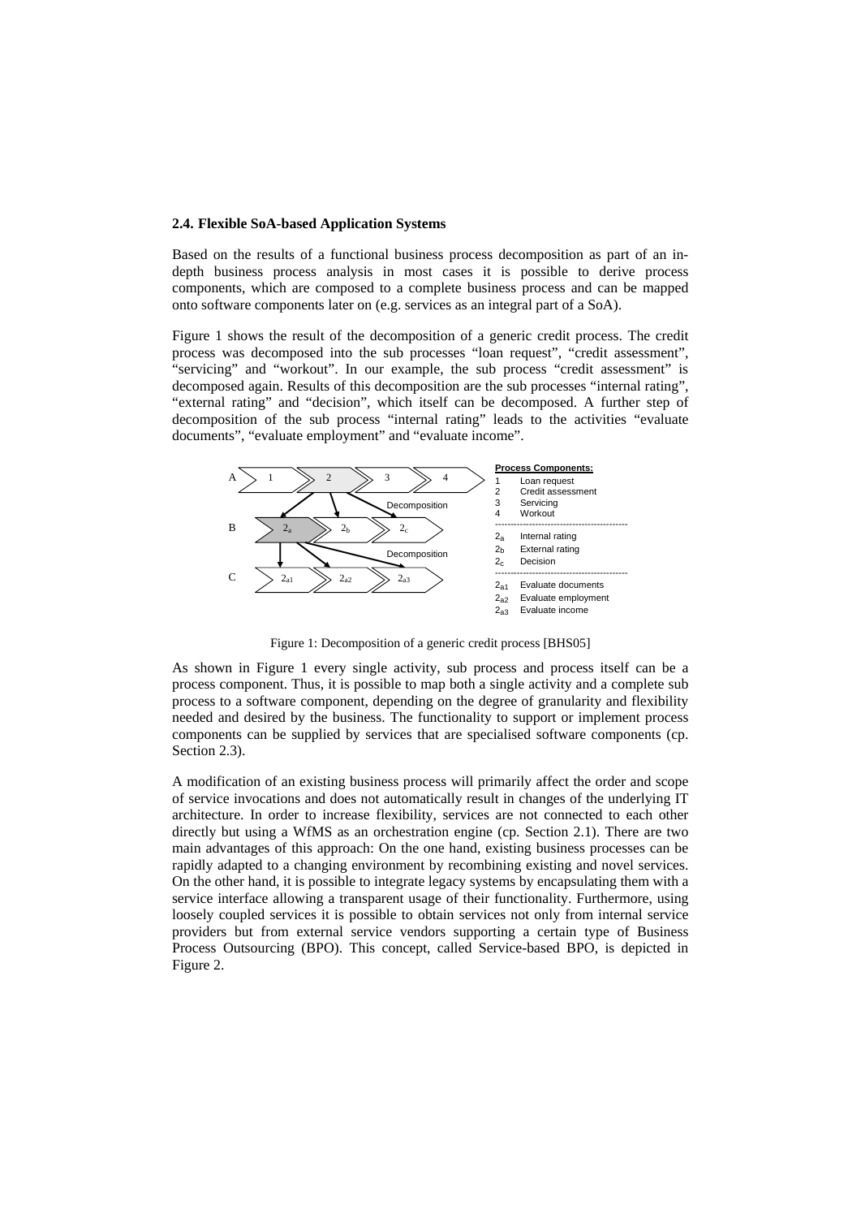### 2.4. Flexible SoA-based Application Systems

Based on the results of a functional business process decomposition as part of an in-depth business process analysis in most cases it is possible to derive process components, which are composed to a complete business process and can be mapped onto software components later on (e.g. services as an integral part of a SoA).

Figure 1 shows the result of the decomposition of a generic credit process. The credit process was decomposed into the sub processes "loan request", "credit assessment", "servicing" and "workout". In our example, the sub process "credit assessment" is decomposed again. Results of this decomposition are the sub processes "internal rating", "external rating" and "decision", which itself can be decomposed. A further step of decomposition of the sub process "internal rating" leads to the activities "evaluate documents", "evaluate employment" and "evaluate income".

Figure 1: Decomposition of a generic credit process [BHS05]

As shown in Figure 1 every single activity, sub process and process itself can be a process component. Thus, it is possible to map both a single activity and a complete sub process to a software component, depending on the degree of granularity and flexibility needed and desired by the business. The functionality to support or implement process components can be supplied by services that are specialised software components (cp. Section 2.3).

A modification of an existing business process will primarily affect the order and scope of service invocations and does not automatically result in changes of the underlying IT architecture. In order to increase flexibility, services are not connected to each other directly but using a WfMS as an orchestration engine (cp. Section 2.1). There are two main advantages of this approach: On the one hand, existing business processes can be rapidly adapted to a changing environment by recombining existing and novel services. On the other hand, it is possible to integrate legacy systems by encapsulating them with a service interface allowing a transparent usage of their functionality. Furthermore, using loosely coupled services it is possible to obtain services not only from internal service providers but from external service vendors supporting a certain type of Business Process Outsourcing (BPO). This concept, called Service-based BPO, is depicted in Figure 2.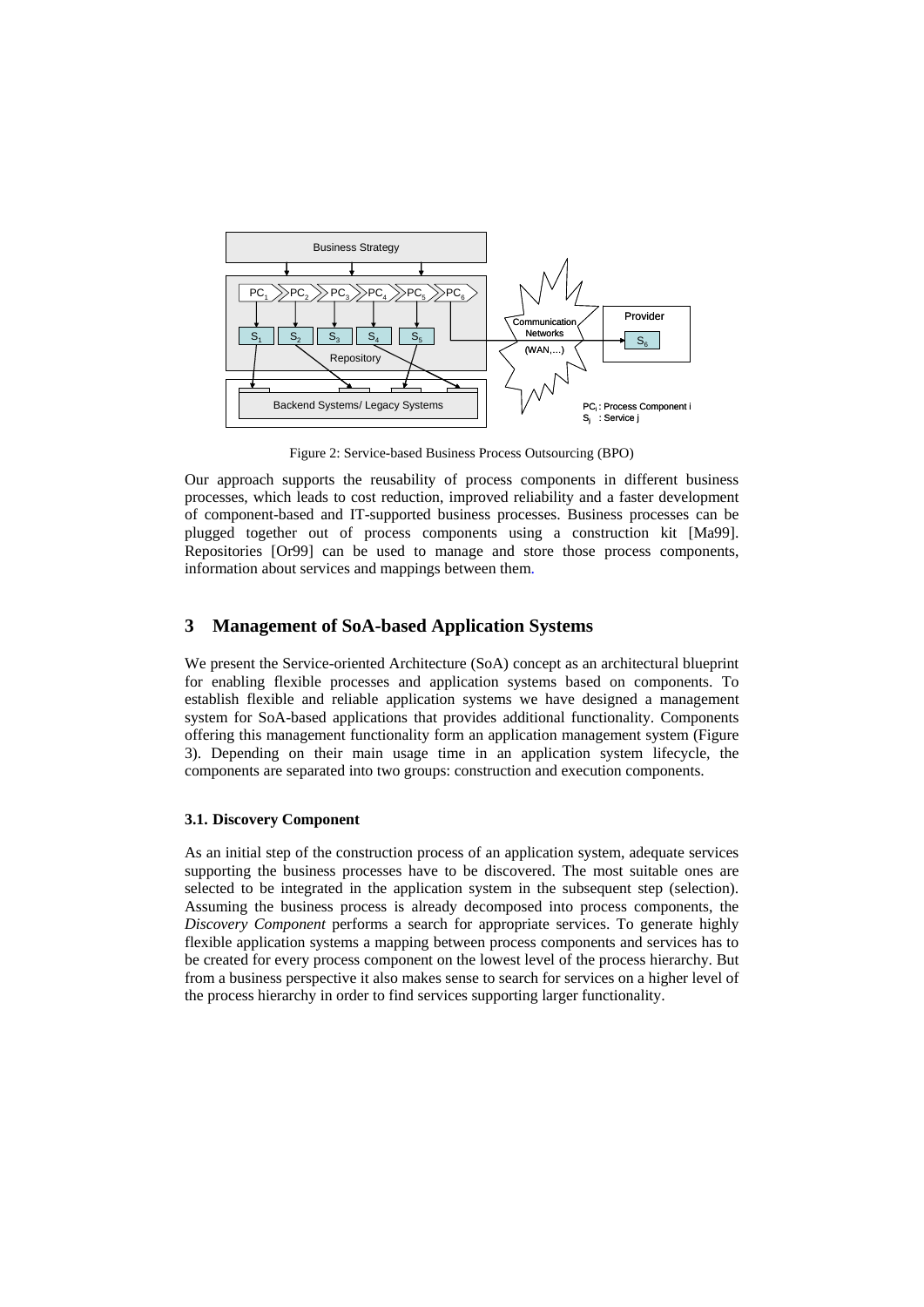Figure 2: Service-based Business Process Outsourcing (BPO)

Our approach supports the reusability of process components in different business processes, which leads to cost reduction, improved reliability and a faster development of component-based and IT-supported business processes. Business processes can be plugged together out of process components using a construction kit [Ma99]. Repositories [Or99] can be used to manage and store those process components, information about services and mappings between them.

## 3 Management of SoA-based Application Systems

We present the Service-oriented Architecture (SoA) concept as an architectural blueprint for enabling flexible processes and application systems based on components. To establish flexible and reliable application systems we have designed a management system for SoA-based applications that provides additional functionality. Components offering this management functionality form an application management system (Figure 3). Depending on their main usage time in an application system lifecycle, the components are separated into two groups: construction and execution components.

### 3.1. Discovery Component

As an initial step of the construction process of an application system, adequate services supporting the business processes have to be discovered. The most suitable ones are selected to be integrated in the application system in the subsequent step (selection). Assuming the business process is already decomposed into process components, the *Discovery Component* performs a search for appropriate services. To generate highly flexible application systems a mapping between process components and services has to be created for every process component on the lowest level of the process hierarchy. But from a business perspective it also makes sense to search for services on a higher level of the process hierarchy in order to find services supporting larger functionality.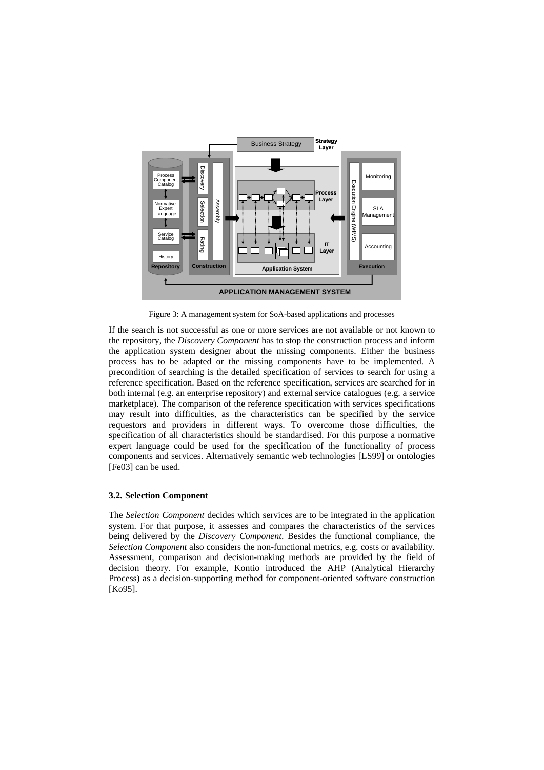Figure 3: A management system for SoA-based applications and processes

If the search is not successful as one or more services are not available or not known to the repository, the *Discovery Component* has to stop the construction process and inform the application system designer about the missing components. Either the business process has to be adapted or the missing components have to be implemented. A precondition of searching is the detailed specification of services to search for using a reference specification. Based on the reference specification, services are searched for in both internal (e.g. an enterprise repository) and external service catalogues (e.g. a service marketplace). The comparison of the reference specification with services specifications may result into difficulties, as the characteristics can be specified by the service requestors and providers in different ways. To overcome those difficulties, the specification of all characteristics should be standardised. For this purpose a normative expert language could be used for the specification of the functionality of process components and services. Alternatively semantic web technologies [LS99] or ontologies [Fe03] can be used.

### 3.2. Selection Component

The *Selection Component* decides which services are to be integrated in the application system. For that purpose, it assesses and compares the characteristics of the services being delivered by the *Discovery Component*. Besides the functional compliance, the *Selection Component* also considers the non-functional metrics, e.g. costs or availability. Assessment, comparison and decision-making methods are provided by the field of decision theory. For example, Kontio introduced the AHP (Analytical Hierarchy Process) as a decision-supporting method for component-oriented software construction [Ko95].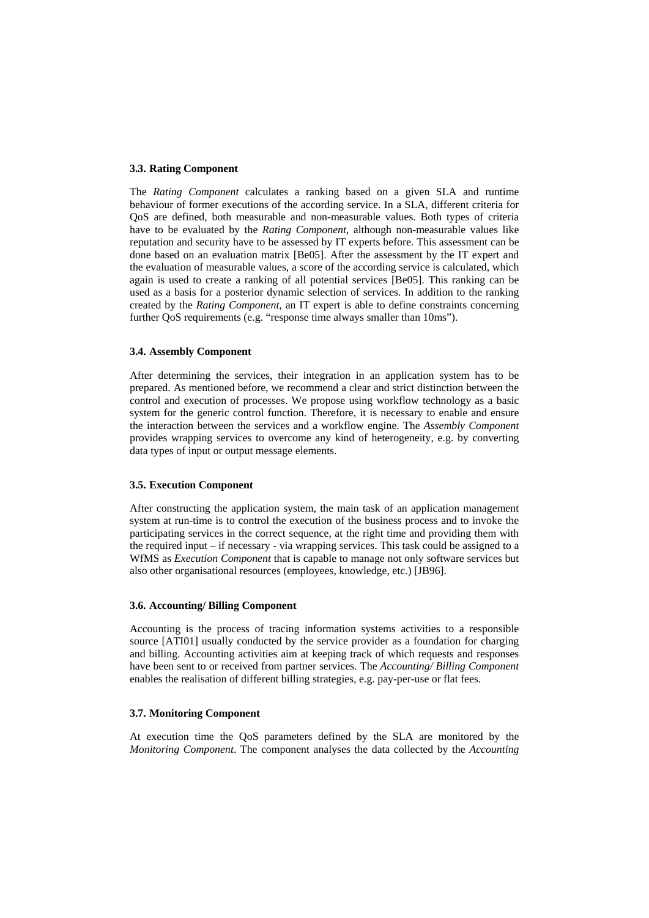### 3.3. Rating Component

The *Rating Component* calculates a ranking based on a given SLA and runtime behaviour of former executions of the according service. In a SLA, different criteria for QoS are defined, both measurable and non-measurable values. Both types of criteria have to be evaluated by the *Rating Component*, although non-measurable values like reputation and security have to be assessed by IT experts before. This assessment can be done based on an evaluation matrix [Be05]. After the assessment by the IT expert and the evaluation of measurable values, a score of the according service is calculated, which again is used to create a ranking of all potential services [Be05]. This ranking can be used as a basis for a posterior dynamic selection of services. In addition to the ranking created by the *Rating Component*, an IT expert is able to define constraints concerning further QoS requirements (e.g. "response time always smaller than 10ms").

### 3.4. Assembly Component

After determining the services, their integration in an application system has to be prepared. As mentioned before, we recommend a clear and strict distinction between the control and execution of processes. We propose using workflow technology as a basic system for the generic control function. Therefore, it is necessary to enable and ensure the interaction between the services and a workflow engine. The *Assembly Component* provides wrapping services to overcome any kind of heterogeneity, e.g. by converting data types of input or output message elements.

### 3.5. Execution Component

After constructing the application system, the main task of an application management system at run-time is to control the execution of the business process and to invoke the participating services in the correct sequence, at the right time and providing them with the required input – if necessary - via wrapping services. This task could be assigned to a WfMS as *Execution Component* that is capable to manage not only software services but also other organisational resources (employees, knowledge, etc.) [JB96].

### 3.6. Accounting/ Billing Component

Accounting is the process of tracing information systems activities to a responsible source [ATI01] usually conducted by the service provider as a foundation for charging and billing. Accounting activities aim at keeping track of which requests and responses have been sent to or received from partner services. The *Accounting/ Billing Component* enables the realisation of different billing strategies, e.g. pay-per-use or flat fees.

### 3.7. Monitoring Component

At execution time the QoS parameters defined by the SLA are monitored by the *Monitoring Component*. The component analyses the data collected by the *Accounting*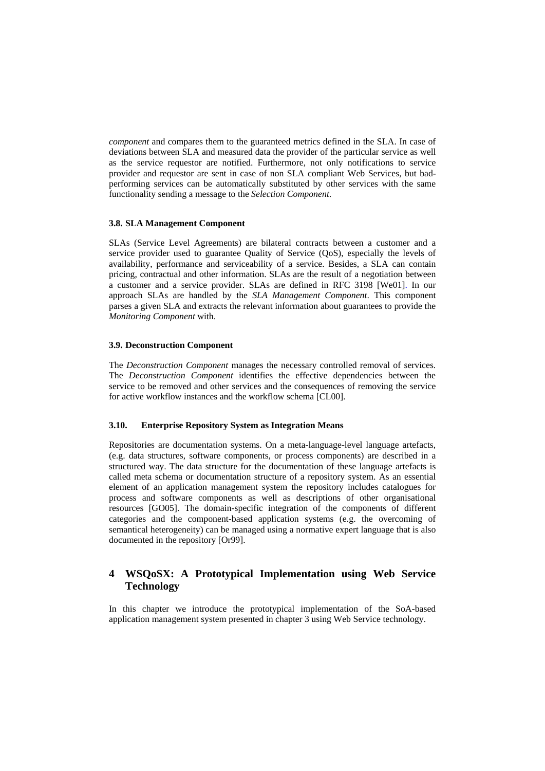*component* and compares them to the guaranteed metrics defined in the SLA. In case of deviations between SLA and measured data the provider of the particular service as well as the service requestor are notified. Furthermore, not only notifications to service provider and requestor are sent in case of non SLA compliant Web Services, but bad-performing services can be automatically substituted by other services with the same functionality sending a message to the *Selection Component*.

### 3.8. SLA Management Component

SLAs (Service Level Agreements) are bilateral contracts between a customer and a service provider used to guarantee Quality of Service (QoS), especially the levels of availability, performance and serviceability of a service. Besides, a SLA can contain pricing, contractual and other information. SLAs are the result of a negotiation between a customer and a service provider. SLAs are defined in RFC 3198 [We01]. In our approach SLAs are handled by the *SLA Management Component*. This component parses a given SLA and extracts the relevant information about guarantees to provide the *Monitoring Component* with.

### 3.9. Deconstruction Component

The *Deconstruction Component* manages the necessary controlled removal of services. The *Deconstruction Component* identifies the effective dependencies between the service to be removed and other services and the consequences of removing the service for active workflow instances and the workflow schema [CL00].

### 3.10. Enterprise Repository System as Integration Means

Repositories are documentation systems. On a meta-language-level language artefacts, (e.g. data structures, software components, or process components) are described in a structured way. The data structure for the documentation of these language artefacts is called meta schema or documentation structure of a repository system. As an essential element of an application management system the repository includes catalogues for process and software components as well as descriptions of other organisational resources [GO05]. The domain-specific integration of the components of different categories and the component-based application systems (e.g. the overcoming of semantical heterogeneity) can be managed using a normative expert language that is also documented in the repository [Or99].

## 4 WSQoSX: A Prototypical Implementation using Web Service Technology

In this chapter we introduce the prototypical implementation of the SoA-based application management system presented in chapter 3 using Web Service technology.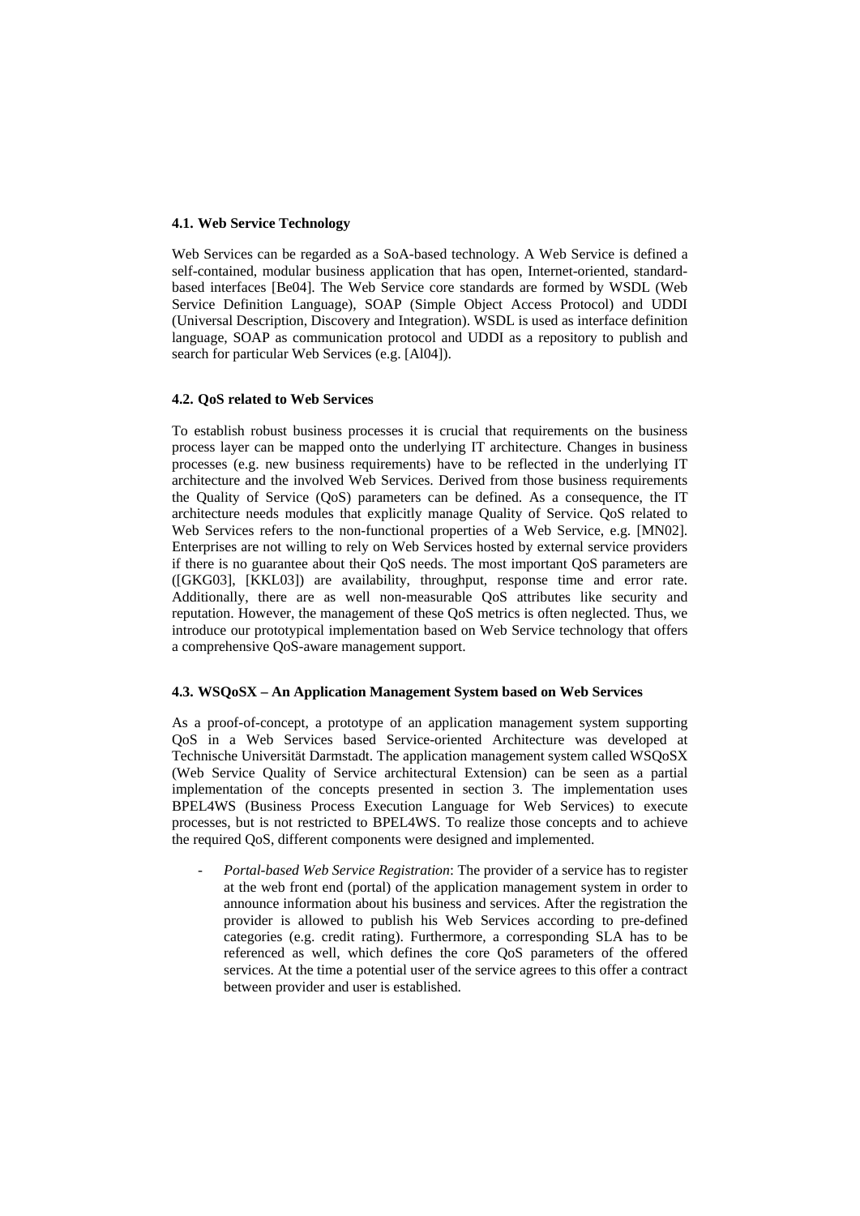### 4.1. Web Service Technology

Web Services can be regarded as a SoA-based technology. A Web Service is defined a self-contained, modular business application that has open, Internet-oriented, standard-based interfaces [Be04]. The Web Service core standards are formed by WSDL (Web Service Definition Language), SOAP (Simple Object Access Protocol) and UDDI (Universal Description, Discovery and Integration). WSDL is used as interface definition language, SOAP as communication protocol and UDDI as a repository to publish and search for particular Web Services (e.g. [Al04]).

### 4.2. QoS related to Web Services

To establish robust business processes it is crucial that requirements on the business process layer can be mapped onto the underlying IT architecture. Changes in business processes (e.g. new business requirements) have to be reflected in the underlying IT architecture and the involved Web Services. Derived from those business requirements the Quality of Service (QoS) parameters can be defined. As a consequence, the IT architecture needs modules that explicitly manage Quality of Service. QoS related to Web Services refers to the non-functional properties of a Web Service, e.g. [MN02]. Enterprises are not willing to rely on Web Services hosted by external service providers if there is no guarantee about their QoS needs. The most important QoS parameters are ([GKG03], [KKL03]) are availability, throughput, response time and error rate. Additionally, there are as well non-measurable QoS attributes like security and reputation. However, the management of these QoS metrics is often neglected. Thus, we introduce our prototypical implementation based on Web Service technology that offers a comprehensive QoS-aware management support.

### 4.3. WSQoSX – An Application Management System based on Web Services

As a proof-of-concept, a prototype of an application management system supporting QoS in a Web Services based Service-oriented Architecture was developed at Technische Universität Darmstadt. The application management system called WSQoSX (Web Service Quality of Service architectural Extension) can be seen as a partial implementation of the concepts presented in section 3. The implementation uses BPEL4WS (Business Process Execution Language for Web Services) to execute processes, but is not restricted to BPEL4WS. To realize those concepts and to achieve the required QoS, different components were designed and implemented.

- *Portal-based Web Service Registration*: The provider of a service has to register at the web front end (portal) of the application management system in order to announce information about his business and services. After the registration the provider is allowed to publish his Web Services according to pre-defined categories (e.g. credit rating). Furthermore, a corresponding SLA has to be referenced as well, which defines the core QoS parameters of the offered services. At the time a potential user of the service agrees to this offer a contract between provider and user is established.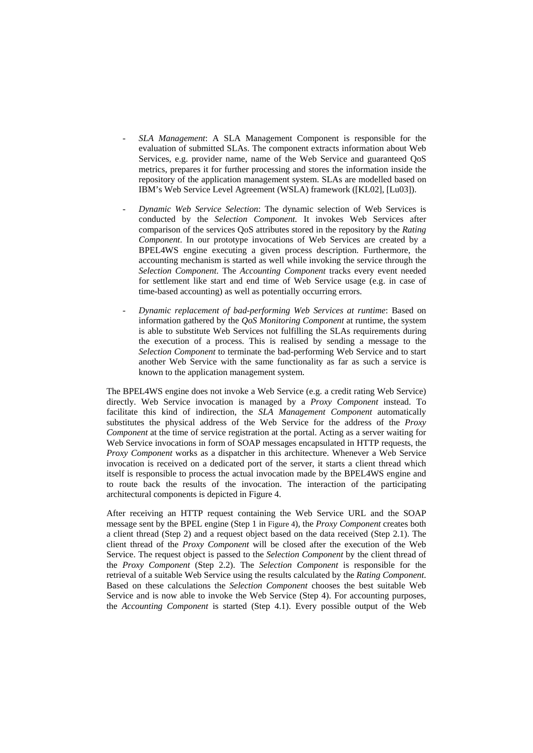- *SLA Management*: A SLA Management Component is responsible for the evaluation of submitted SLAs. The component extracts information about Web Services, e.g. provider name, name of the Web Service and guaranteed QoS metrics, prepares it for further processing and stores the information inside the repository of the application management system. SLAs are modelled based on IBM's Web Service Level Agreement (WSLA) framework ([KL02], [Lu03]).

- *Dynamic Web Service Selection*: The dynamic selection of Web Services is conducted by the *Selection Component.* It invokes Web Services after comparison of the services QoS attributes stored in the repository by the *Rating Component*. In our prototype invocations of Web Services are created by a BPEL4WS engine executing a given process description. Furthermore, the accounting mechanism is started as well while invoking the service through the *Selection Component*. The *Accounting Component* tracks every event needed for settlement like start and end time of Web Service usage (e.g. in case of time-based accounting) as well as potentially occurring errors.

- *Dynamic replacement of bad-performing Web Services at runtime*: Based on information gathered by the *QoS Monitoring Component* at runtime, the system is able to substitute Web Services not fulfilling the SLAs requirements during the execution of a process. This is realised by sending a message to the *Selection Component* to terminate the bad-performing Web Service and to start another Web Service with the same functionality as far as such a service is known to the application management system.

The BPEL4WS engine does not invoke a Web Service (e.g. a credit rating Web Service) directly. Web Service invocation is managed by a *Proxy Component* instead. To facilitate this kind of indirection, the *SLA Management Component* automatically substitutes the physical address of the Web Service for the address of the *Proxy Component* at the time of service registration at the portal. Acting as a server waiting for Web Service invocations in form of SOAP messages encapsulated in HTTP requests, the *Proxy Component* works as a dispatcher in this architecture. Whenever a Web Service invocation is received on a dedicated port of the server, it starts a client thread which itself is responsible to process the actual invocation made by the BPEL4WS engine and to route back the results of the invocation. The interaction of the participating architectural components is depicted in Figure 4.

After receiving an HTTP request containing the Web Service URL and the SOAP message sent by the BPEL engine (Step 1 in Figure 4), the *Proxy Component* creates both a client thread (Step 2) and a request object based on the data received (Step 2.1). The client thread of the *Proxy Component* will be closed after the execution of the Web Service. The request object is passed to the *Selection Component* by the client thread of the *Proxy Component* (Step 2.2). The *Selection Component* is responsible for the retrieval of a suitable Web Service using the results calculated by the *Rating Component*. Based on these calculations the *Selection Component* chooses the best suitable Web Service and is now able to invoke the Web Service (Step 4). For accounting purposes, the *Accounting Component* is started (Step 4.1). Every possible output of the Web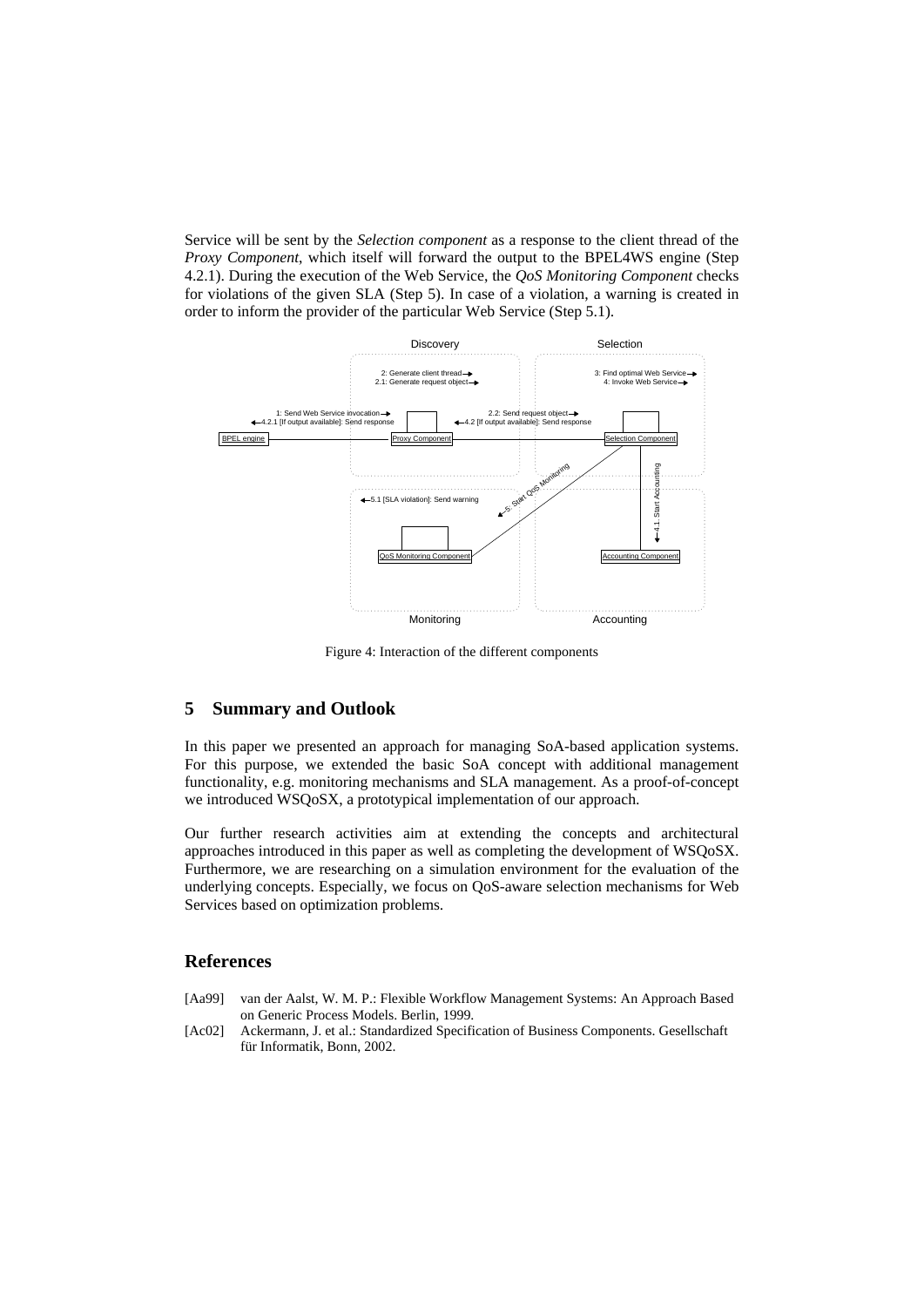Service will be sent by the *Selection component* as a response to the client thread of the *Proxy Component*, which itself will forward the output to the BPEL4WS engine (Step 4.2.1). During the execution of the Web Service, the *QoS Monitoring Component* checks for violations of the given SLA (Step 5). In case of a violation, a warning is created in order to inform the provider of the particular Web Service (Step 5.1).

Figure 4: Interaction of the different components

## 5 Summary and Outlook

In this paper we presented an approach for managing SoA-based application systems. For this purpose, we extended the basic SoA concept with additional management functionality, e.g. monitoring mechanisms and SLA management. As a proof-of-concept we introduced WSQoSX, a prototypical implementation of our approach.

Our further research activities aim at extending the concepts and architectural approaches introduced in this paper as well as completing the development of WSQoSX. Furthermore, we are researching on a simulation environment for the evaluation of the underlying concepts. Especially, we focus on QoS-aware selection mechanisms for Web Services based on optimization problems.

## References

[Aa99] van der Aalst, W. M. P.: Flexible Workflow Management Systems: An Approach Based on Generic Process Models. Berlin, 1999.

[Ac02] Ackermann, J. et al.: Standardized Specification of Business Components. Gesellschaft für Informatik, Bonn, 2002.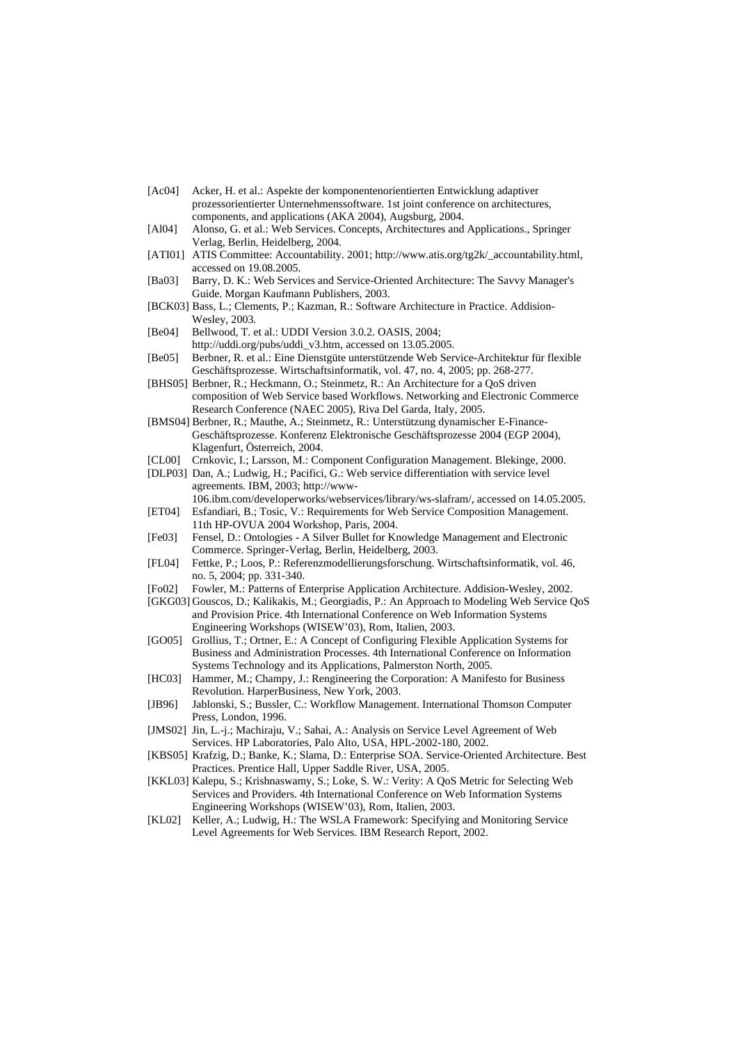[Ac04] Acker, H. et al.: Aspekte der komponentenorientierten Entwicklung adaptiver prozessorientierter Unternehmenssoftware. 1st joint conference on architectures, components, and applications (AKA 2004), Augsburg, 2004.

[Al04] Alonso, G. et al.: Web Services. Concepts, Architectures and Applications., Springer Verlag, Berlin, Heidelberg, 2004.

[ATI01] ATIS Committee: Accountability. 2001; http://www.atis.org/tg2k/_accountability.html, accessed on 19.08.2005.

[Ba03] Barry, D. K.: Web Services and Service-Oriented Architecture: The Savvy Manager's Guide. Morgan Kaufmann Publishers, 2003.

[BCK03] Bass, L.; Clements, P.; Kazman, R.: Software Architecture in Practice. Addision-Wesley, 2003.

[Be04] Bellwood, T. et al.: UDDI Version 3.0.2. OASIS, 2004; http://uddi.org/pubs/uddi_v3.htm, accessed on 13.05.2005.

[Be05] Berbner, R. et al.: Eine Dienstgüte unterstützende Web Service-Architektur für flexible Geschäftsprozesse. Wirtschaftsinformatik, vol. 47, no. 4, 2005; pp. 268-277.

[BHS05] Berbner, R.; Heckmann, O.; Steinmetz, R.: An Architecture for a QoS driven composition of Web Service based Workflows. Networking and Electronic Commerce Research Conference (NAEC 2005), Riva Del Garda, Italy, 2005.

[BMS04] Berbner, R.; Mauthe, A.; Steinmetz, R.: Unterstützung dynamischer E-Finance-Geschäftsprozesse. Konferenz Elektronische Geschäftsprozesse 2004 (EGP 2004), Klagenfurt, Österreich, 2004.

[CL00] Crnkovic, I.; Larsson, M.: Component Configuration Management. Blekinge, 2000.

[DLP03] Dan, A.; Ludwig, H.; Pacifici, G.: Web service differentiation with service level agreements. IBM, 2003; http://www-106.ibm.com/developerworks/webservices/library/ws-slafram/, accessed on 14.05.2005.

[ET04] Esfandiari, B.; Tosic, V.: Requirements for Web Service Composition Management. 11th HP-OVUA 2004 Workshop, Paris, 2004.

[Fe03] Fensel, D.: Ontologies - A Silver Bullet for Knowledge Management and Electronic Commerce. Springer-Verlag, Berlin, Heidelberg, 2003.

[FL04] Fettke, P.; Loos, P.: Referenzmodellierungsforschung. Wirtschaftsinformatik, vol. 46, no. 5, 2004; pp. 331-340.

[Fo02] Fowler, M.: Patterns of Enterprise Application Architecture. Addision-Wesley, 2002.

[GKG03] Gouscos, D.; Kalikakis, M.; Georgiadis, P.: An Approach to Modeling Web Service QoS and Provision Price. 4th International Conference on Web Information Systems Engineering Workshops (WISEW'03), Rom, Italien, 2003.

[GO05] Grollius, T.; Ortner, E.: A Concept of Configuring Flexible Application Systems for Business and Administration Processes. 4th International Conference on Information Systems Technology and its Applications, Palmerston North, 2005.

[HC03] Hammer, M.; Champy, J.: Rengineering the Corporation: A Manifesto for Business Revolution. HarperBusiness, New York, 2003.

[JB96] Jablonski, S.; Bussler, C.: Workflow Management. International Thomson Computer Press, London, 1996.

[JMS02] Jin, L.-j.; Machiraju, V.; Sahai, A.: Analysis on Service Level Agreement of Web Services. HP Laboratories, Palo Alto, USA, HPL-2002-180, 2002.

[KBS05] Krafzig, D.; Banke, K.; Slama, D.: Enterprise SOA. Service-Oriented Architecture. Best Practices. Prentice Hall, Upper Saddle River, USA, 2005.

[KKL03] Kalepu, S.; Krishnaswamy, S.; Loke, S. W.: Verity: A QoS Metric for Selecting Web Services and Providers. 4th International Conference on Web Information Systems Engineering Workshops (WISEW'03), Rom, Italien, 2003.

[KL02] Keller, A.; Ludwig, H.: The WSLA Framework: Specifying and Monitoring Service Level Agreements for Web Services. IBM Research Report, 2002.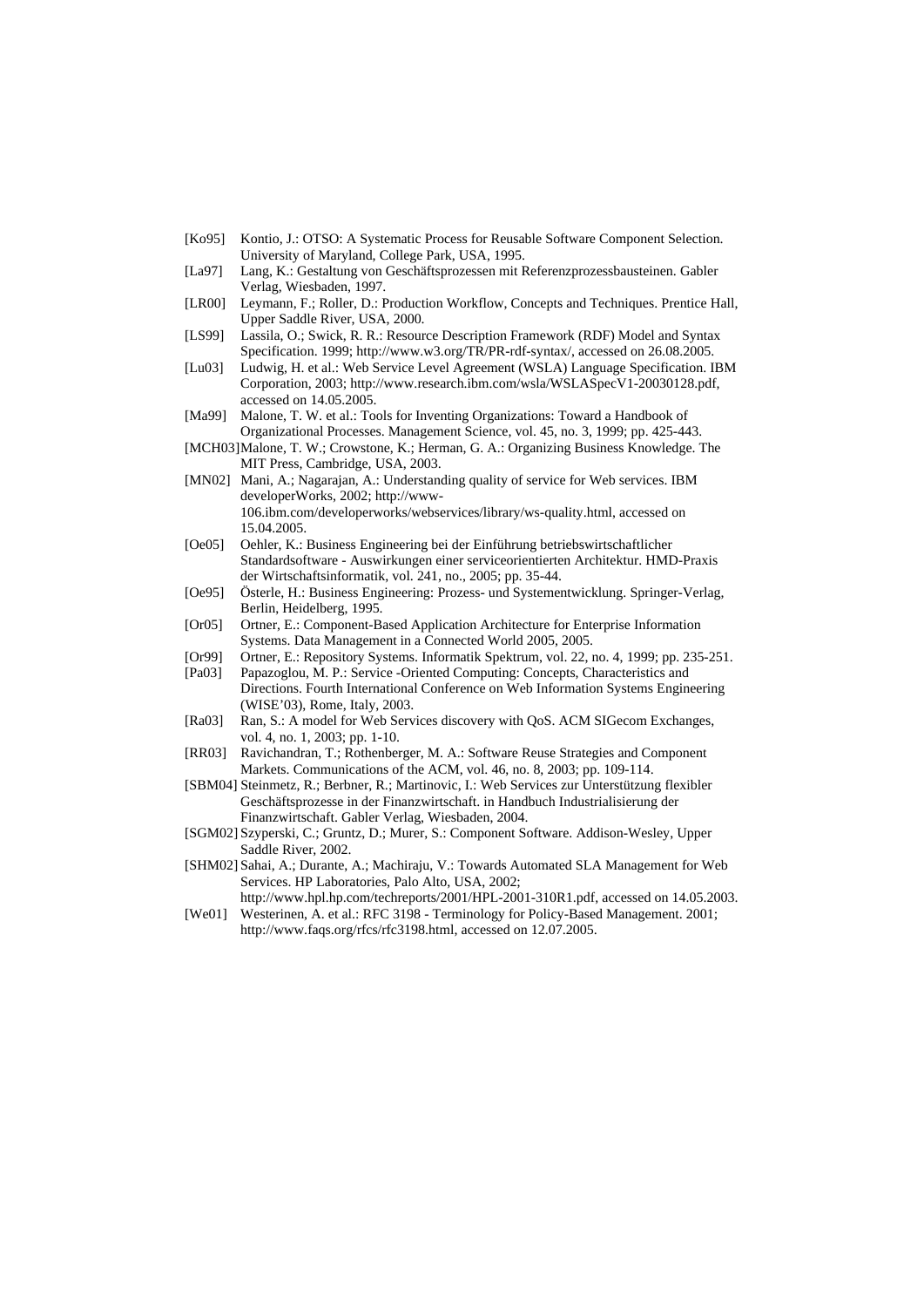[Ko95] Kontio, J.: OTSO: A Systematic Process for Reusable Software Component Selection. University of Maryland, College Park, USA, 1995.

[La97] Lang, K.: Gestaltung von Geschäftsprozessen mit Referenzprozessbausteinen. Gabler Verlag, Wiesbaden, 1997.

[LR00] Leymann, F.; Roller, D.: Production Workflow, Concepts and Techniques. Prentice Hall, Upper Saddle River, USA, 2000.

[LS99] Lassila, O.; Swick, R. R.: Resource Description Framework (RDF) Model and Syntax Specification. 1999; http://www.w3.org/TR/PR-rdf-syntax/, accessed on 26.08.2005.

[Lu03] Ludwig, H. et al.: Web Service Level Agreement (WSLA) Language Specification. IBM Corporation, 2003; http://www.research.ibm.com/wsla/WSLASpecV1-20030128.pdf, accessed on 14.05.2005.

[Ma99] Malone, T. W. et al.: Tools for Inventing Organizations: Toward a Handbook of Organizational Processes. Management Science, vol. 45, no. 3, 1999; pp. 425-443.

[MCH03] Malone, T. W.; Crowstone, K.; Herman, G. A.: Organizing Business Knowledge. The MIT Press, Cambridge, USA, 2003.

[MN02] Mani, A.; Nagarajan, A.: Understanding quality of service for Web services. IBM developerWorks, 2002; http://www-106.ibm.com/developerworks/webservices/library/ws-quality.html, accessed on 15.04.2005.

[Oe05] Oehler, K.: Business Engineering bei der Einführung betriebswirtschaftlicher Standardsoftware - Auswirkungen einer serviceorientierten Architektur. HMD-Praxis der Wirtschaftsinformatik, vol. 241, no., 2005; pp. 35-44.

[Oe95] Österle, H.: Business Engineering: Prozess- und Systementwicklung. Springer-Verlag, Berlin, Heidelberg, 1995.

[Or05] Ortner, E.: Component-Based Application Architecture for Enterprise Information Systems. Data Management in a Connected World 2005, 2005.

[Or99] Ortner, E.: Repository Systems. Informatik Spektrum, vol. 22, no. 4, 1999; pp. 235-251.

[Pa03] Papazoglou, M. P.: Service -Oriented Computing: Concepts, Characteristics and Directions. Fourth International Conference on Web Information Systems Engineering (WISE'03), Rome, Italy, 2003.

[Ra03] Ran, S.: A model for Web Services discovery with QoS. ACM SIGecom Exchanges, vol. 4, no. 1, 2003; pp. 1-10.

[RR03] Ravichandran, T.; Rothenberger, M. A.: Software Reuse Strategies and Component Markets. Communications of the ACM, vol. 46, no. 8, 2003; pp. 109-114.

[SBM04] Steinmetz, R.; Berbner, R.; Martinovic, I.: Web Services zur Unterstützung flexibler Geschäftsprozesse in der Finanzwirtschaft. in Handbuch Industrialisierung der Finanzwirtschaft. Gabler Verlag, Wiesbaden, 2004.

[SGM02] Szyperski, C.; Gruntz, D.; Murer, S.: Component Software. Addison-Wesley, Upper Saddle River, 2002.

[SHM02] Sahai, A.; Durante, A.; Machiraju, V.: Towards Automated SLA Management for Web Services. HP Laboratories, Palo Alto, USA, 2002; http://www.hpl.hp.com/techreports/2001/HPL-2001-310R1.pdf, accessed on 14.05.2003.

[We01] Westerinen, A. et al.: RFC 3198 - Terminology for Policy-Based Management. 2001; http://www.faqs.org/rfcs/rfc3198.html, accessed on 12.07.2005.